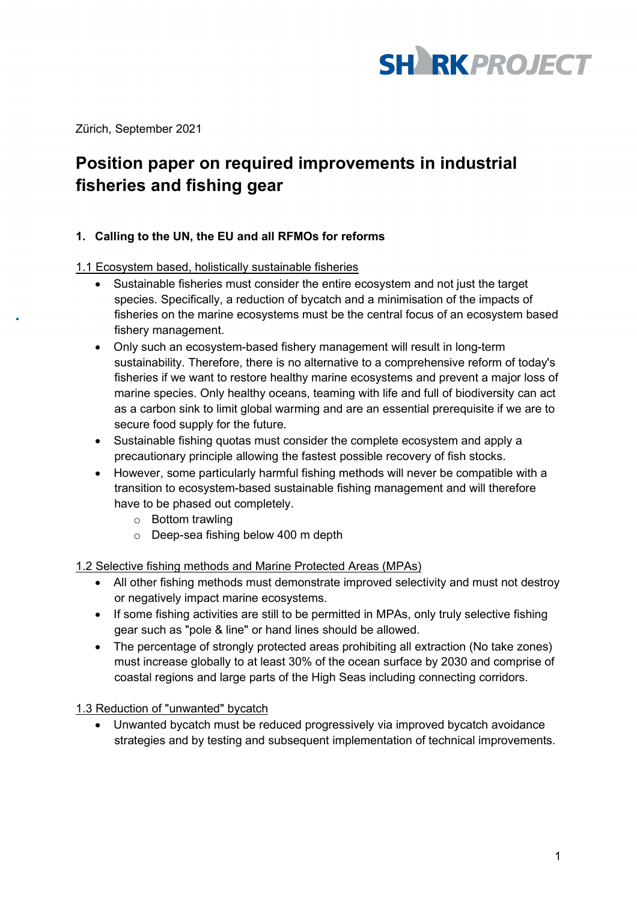Zürich, September 2021

# Position paper on required improvements in industrial fisheries and fishing gear

## 1. Calling to the UN, the EU and all RFMOs for reforms

### 1.1 Ecosystem based, holistically sustainable fisheries

- Sustainable fisheries must consider the entire ecosystem and not just the target species. Specifically, a reduction of bycatch and a minimisation of the impacts of fisheries on the marine ecosystems must be the central focus of an ecosystem based fishery management.
- Only such an ecosystem-based fishery management will result in long-term sustainability. Therefore, there is no alternative to a comprehensive reform of today's fisheries if we want to restore healthy marine ecosystems and prevent a major loss of marine species. Only healthy oceans, teaming with life and full of biodiversity can act as a carbon sink to limit global warming and are an essential prerequisite if we are to secure food supply for the future.
- Sustainable fishing quotas must consider the complete ecosystem and apply a precautionary principle allowing the fastest possible recovery of fish stocks.
- However, some particularly harmful fishing methods will never be compatible with a transition to ecosystem-based sustainable fishing management and will therefore have to be phased out completely.
  - Bottom trawling
  - Deep-sea fishing below 400 m depth

### 1.2 Selective fishing methods and Marine Protected Areas (MPAs)

- All other fishing methods must demonstrate improved selectivity and must not destroy or negatively impact marine ecosystems.
- If some fishing activities are still to be permitted in MPAs, only truly selective fishing gear such as "pole & line" or hand lines should be allowed.
- The percentage of strongly protected areas prohibiting all extraction (No take zones) must increase globally to at least 30% of the ocean surface by 2030 and comprise of coastal regions and large parts of the High Seas including connecting corridors.

### 1.3 Reduction of "unwanted" bycatch

- Unwanted bycatch must be reduced progressively via improved bycatch avoidance strategies and by testing and subsequent implementation of technical improvements.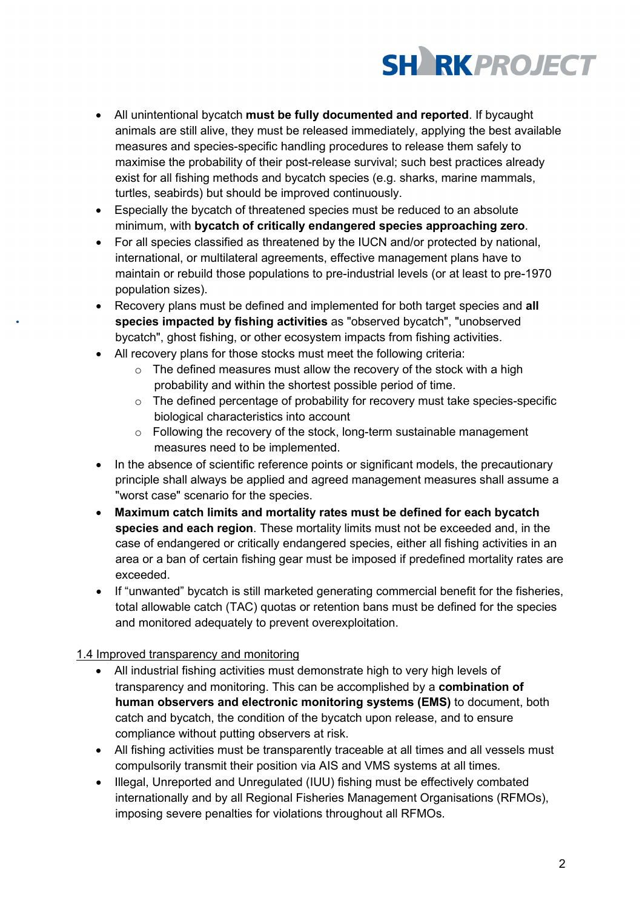- All unintentional bycatch **must be fully documented and reported**. If bycaught animals are still alive, they must be released immediately, applying the best available measures and species-specific handling procedures to release them safely to maximise the probability of their post-release survival; such best practices already exist for all fishing methods and bycatch species (e.g. sharks, marine mammals, turtles, seabirds) but should be improved continuously.
- Especially the bycatch of threatened species must be reduced to an absolute minimum, with **bycatch of critically endangered species approaching zero**.
- For all species classified as threatened by the IUCN and/or protected by national, international, or multilateral agreements, effective management plans have to maintain or rebuild those populations to pre-industrial levels (or at least to pre-1970 population sizes).
- Recovery plans must be defined and implemented for both target species and **all species impacted by fishing activities** as "observed bycatch", "unobserved bycatch", ghost fishing, or other ecosystem impacts from fishing activities.
- All recovery plans for those stocks must meet the following criteria:
  - The defined measures must allow the recovery of the stock with a high probability and within the shortest possible period of time.
  - The defined percentage of probability for recovery must take species-specific biological characteristics into account
  - Following the recovery of the stock, long-term sustainable management measures need to be implemented.
- In the absence of scientific reference points or significant models, the precautionary principle shall always be applied and agreed management measures shall assume a "worst case" scenario for the species.
- **Maximum catch limits and mortality rates must be defined for each bycatch species and each region**. These mortality limits must not be exceeded and, in the case of endangered or critically endangered species, either all fishing activities in an area or a ban of certain fishing gear must be imposed if predefined mortality rates are exceeded.
- If "unwanted" bycatch is still marketed generating commercial benefit for the fisheries, total allowable catch (TAC) quotas or retention bans must be defined for the species and monitored adequately to prevent overexploitation.

1.4 Improved transparency and monitoring

- All industrial fishing activities must demonstrate high to very high levels of transparency and monitoring. This can be accomplished by a **combination of human observers and electronic monitoring systems (EMS)** to document, both catch and bycatch, the condition of the bycatch upon release, and to ensure compliance without putting observers at risk.
- All fishing activities must be transparently traceable at all times and all vessels must compulsorily transmit their position via AIS and VMS systems at all times.
- Illegal, Unreported and Unregulated (IUU) fishing must be effectively combated internationally and by all Regional Fisheries Management Organisations (RFMOs), imposing severe penalties for violations throughout all RFMOs.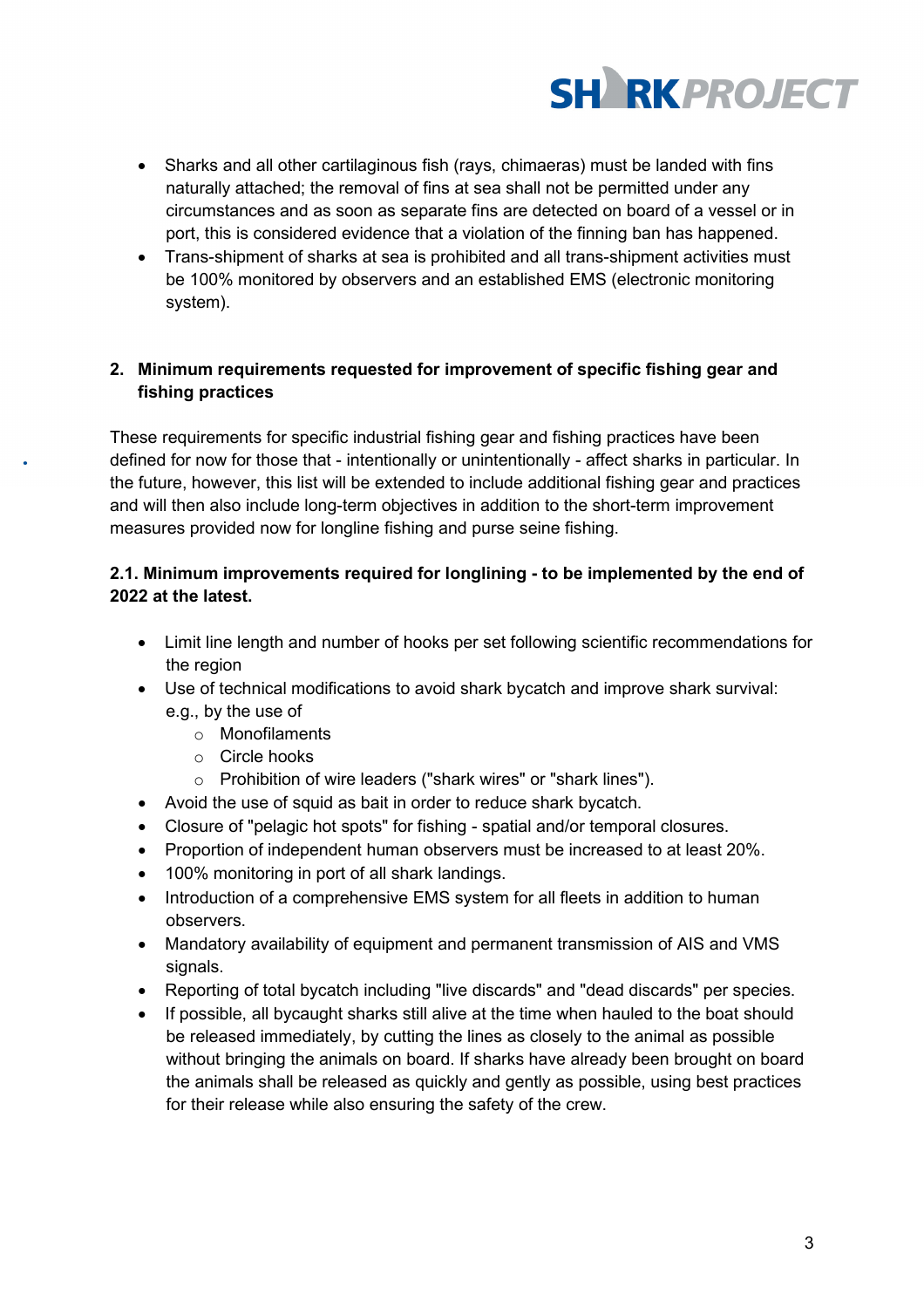- Sharks and all other cartilaginous fish (rays, chimaeras) must be landed with fins naturally attached; the removal of fins at sea shall not be permitted under any circumstances and as soon as separate fins are detected on board of a vessel or in port, this is considered evidence that a violation of the finning ban has happened.
- Trans-shipment of sharks at sea is prohibited and all trans-shipment activities must be 100% monitored by observers and an established EMS (electronic monitoring system).

## 2. Minimum requirements requested for improvement of specific fishing gear and fishing practices

These requirements for specific industrial fishing gear and fishing practices have been defined for now for those that - intentionally or unintentionally - affect sharks in particular. In the future, however, this list will be extended to include additional fishing gear and practices and will then also include long-term objectives in addition to the short-term improvement measures provided now for longline fishing and purse seine fishing.

### 2.1. Minimum improvements required for longlining - to be implemented by the end of 2022 at the latest.

- Limit line length and number of hooks per set following scientific recommendations for the region
- Use of technical modifications to avoid shark bycatch and improve shark survival: e.g., by the use of
  - Monofilaments
  - Circle hooks
  - Prohibition of wire leaders ("shark wires" or "shark lines").
- Avoid the use of squid as bait in order to reduce shark bycatch.
- Closure of "pelagic hot spots" for fishing - spatial and/or temporal closures.
- Proportion of independent human observers must be increased to at least 20%.
- 100% monitoring in port of all shark landings.
- Introduction of a comprehensive EMS system for all fleets in addition to human observers.
- Mandatory availability of equipment and permanent transmission of AIS and VMS signals.
- Reporting of total bycatch including "live discards" and "dead discards" per species.
- If possible, all bycaught sharks still alive at the time when hauled to the boat should be released immediately, by cutting the lines as closely to the animal as possible without bringing the animals on board. If sharks have already been brought on board the animals shall be released as quickly and gently as possible, using best practices for their release while also ensuring the safety of the crew.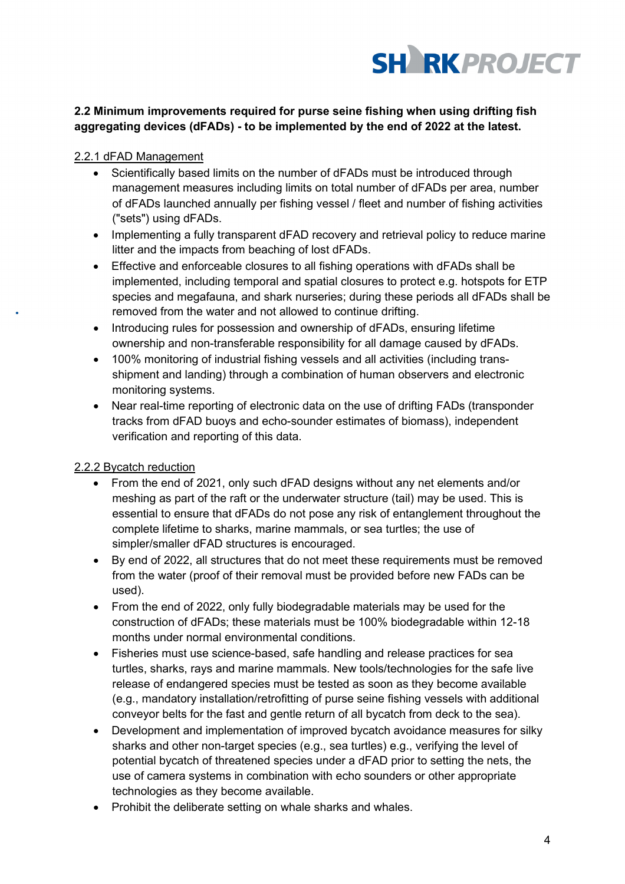**2.2 Minimum improvements required for purse seine fishing when using drifting fish aggregating devices (dFADs) - to be implemented by the end of 2022 at the latest.**

2.2.1 dFAD Management

- Scientifically based limits on the number of dFADs must be introduced through management measures including limits on total number of dFADs per area, number of dFADs launched annually per fishing vessel / fleet and number of fishing activities ("sets") using dFADs.
- Implementing a fully transparent dFAD recovery and retrieval policy to reduce marine litter and the impacts from beaching of lost dFADs.
- Effective and enforceable closures to all fishing operations with dFADs shall be implemented, including temporal and spatial closures to protect e.g. hotspots for ETP species and megafauna, and shark nurseries; during these periods all dFADs shall be removed from the water and not allowed to continue drifting.
- Introducing rules for possession and ownership of dFADs, ensuring lifetime ownership and non-transferable responsibility for all damage caused by dFADs.
- 100% monitoring of industrial fishing vessels and all activities (including trans-shipment and landing) through a combination of human observers and electronic monitoring systems.
- Near real-time reporting of electronic data on the use of drifting FADs (transponder tracks from dFAD buoys and echo-sounder estimates of biomass), independent verification and reporting of this data.

2.2.2 Bycatch reduction

- From the end of 2021, only such dFAD designs without any net elements and/or meshing as part of the raft or the underwater structure (tail) may be used. This is essential to ensure that dFADs do not pose any risk of entanglement throughout the complete lifetime to sharks, marine mammals, or sea turtles; the use of simpler/smaller dFAD structures is encouraged.
- By end of 2022, all structures that do not meet these requirements must be removed from the water (proof of their removal must be provided before new FADs can be used).
- From the end of 2022, only fully biodegradable materials may be used for the construction of dFADs; these materials must be 100% biodegradable within 12-18 months under normal environmental conditions.
- Fisheries must use science-based, safe handling and release practices for sea turtles, sharks, rays and marine mammals. New tools/technologies for the safe live release of endangered species must be tested as soon as they become available (e.g., mandatory installation/retrofitting of purse seine fishing vessels with additional conveyor belts for the fast and gentle return of all bycatch from deck to the sea).
- Development and implementation of improved bycatch avoidance measures for silky sharks and other non-target species (e.g., sea turtles) e.g., verifying the level of potential bycatch of threatened species under a dFAD prior to setting the nets, the use of camera systems in combination with echo sounders or other appropriate technologies as they become available.
- Prohibit the deliberate setting on whale sharks and whales.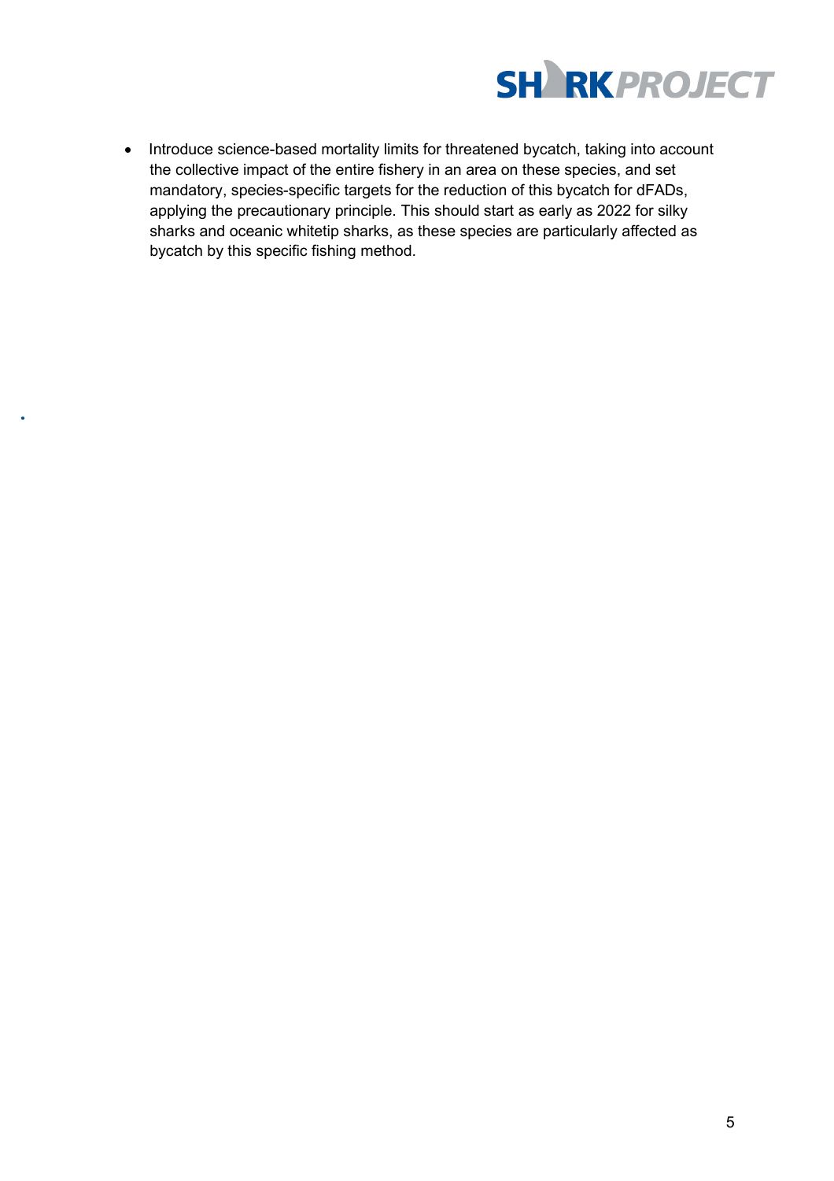- Introduce science-based mortality limits for threatened bycatch, taking into account the collective impact of the entire fishery in an area on these species, and set mandatory, species-specific targets for the reduction of this bycatch for dFADs, applying the precautionary principle. This should start as early as 2022 for silky sharks and oceanic whitetip sharks, as these species are particularly affected as bycatch by this specific fishing method.